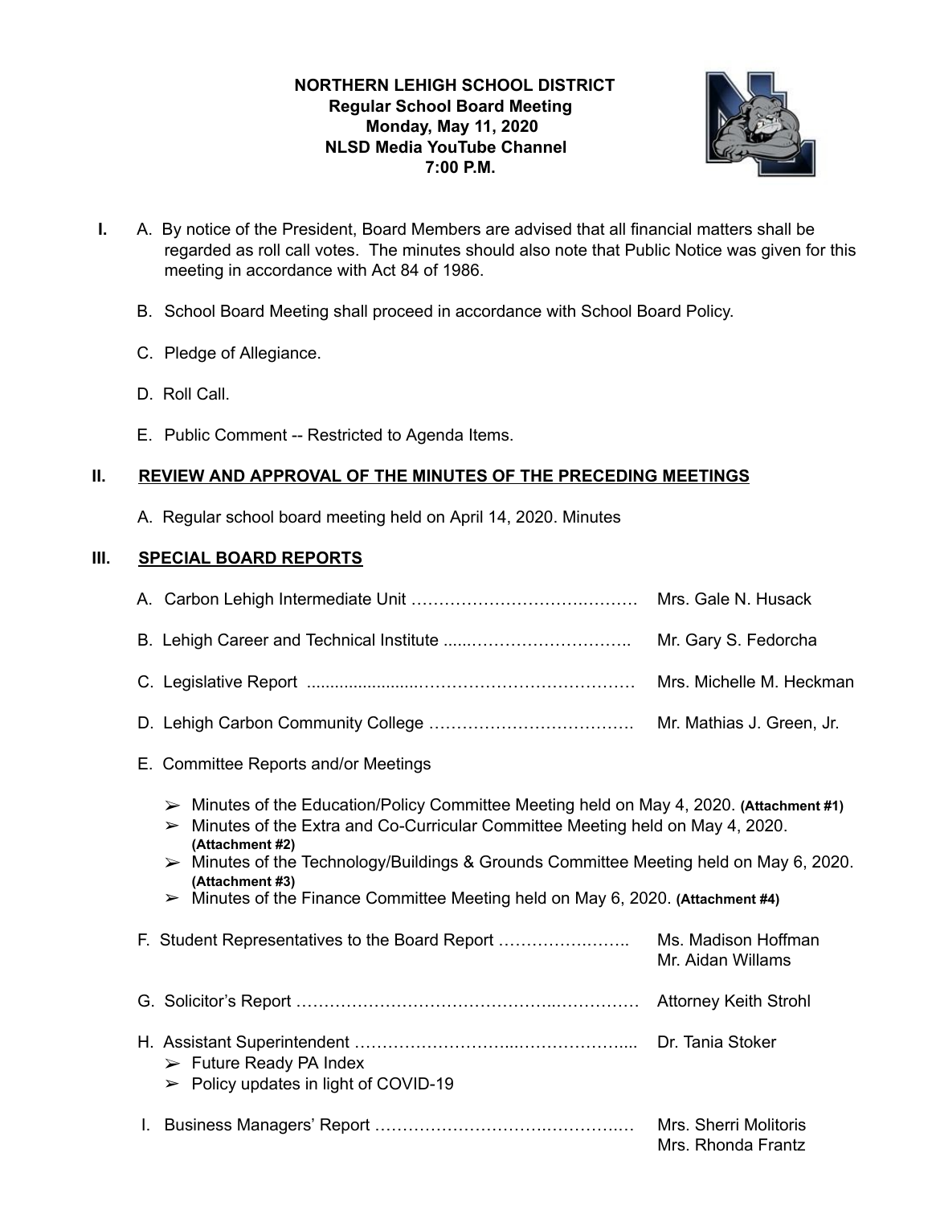**NORTHERN LEHIGH SCHOOL DISTRICT**
**Regular School Board Meeting**
**Monday, May 11, 2020**
**NLSD Media YouTube Channel**
**7:00 P.M.**

**I.** A. By notice of the President, Board Members are advised that all financial matters shall be regarded as roll call votes. The minutes should also note that Public Notice was given for this meeting in accordance with Act 84 of 1986.

B. School Board Meeting shall proceed in accordance with School Board Policy.

C. Pledge of Allegiance.

D. Roll Call.

E. Public Comment -- Restricted to Agenda Items.

## II. REVIEW AND APPROVAL OF THE MINUTES OF THE PRECEDING MEETINGS

A. Regular school board meeting held on April 14, 2020. Minutes

## III. SPECIAL BOARD REPORTS

A. Carbon Lehigh Intermediate Unit …………………………………… Mrs. Gale N. Husack

B. Lehigh Career and Technical Institute ……………………………… Mr. Gary S. Fedorcha

C. Legislative Report ……………………………………………………… Mrs. Michelle M. Heckman

D. Lehigh Carbon Community College ………………………………… Mr. Mathias J. Green, Jr.

E. Committee Reports and/or Meetings

- ➢ Minutes of the Education/Policy Committee Meeting held on May 4, 2020. **(Attachment #1)**
- ➢ Minutes of the Extra and Co-Curricular Committee Meeting held on May 4, 2020. **(Attachment #2)**
- ➢ Minutes of the Technology/Buildings & Grounds Committee Meeting held on May 6, 2020. **(Attachment #3)**
- ➢ Minutes of the Finance Committee Meeting held on May 6, 2020. **(Attachment #4)**

F. Student Representatives to the Board Report …………………… Ms. Madison Hoffman
Mr. Aidan Willams

G. Solicitor's Report ……………………………………………………… Attorney Keith Strohl

H. Assistant Superintendent …………………………………………… Dr. Tania Stoker

- ➢ Future Ready PA Index
- ➢ Policy updates in light of COVID-19

I. Business Managers' Report ………………………………………… Mrs. Sherri Molitoris
Mrs. Rhonda Frantz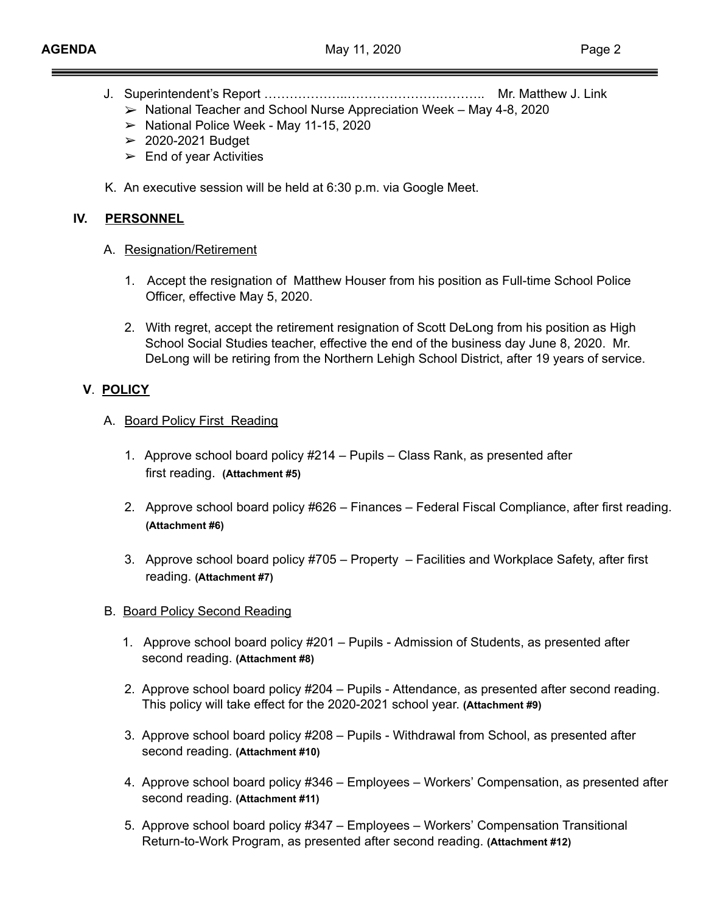J. Superintendent's Report ……………….………………….……….. Mr. Matthew J. Link
   - ➢ National Teacher and School Nurse Appreciation Week – May 4-8, 2020
   - ➢ National Police Week - May 11-15, 2020
   - ➢ 2020-2021 Budget
   - ➢ End of year Activities

K. An executive session will be held at 6:30 p.m. via Google Meet.

## IV. PERSONNEL

A. Resignation/Retirement

1. Accept the resignation of Matthew Houser from his position as Full-time School Police Officer, effective May 5, 2020.

2. With regret, accept the retirement resignation of Scott DeLong from his position as High School Social Studies teacher, effective the end of the business day June 8, 2020. Mr. DeLong will be retiring from the Northern Lehigh School District, after 19 years of service.

## V. POLICY

A. Board Policy First Reading

1. Approve school board policy #214 – Pupils – Class Rank, as presented after first reading. **(Attachment #5)**

2. Approve school board policy #626 – Finances – Federal Fiscal Compliance, after first reading. **(Attachment #6)**

3. Approve school board policy #705 – Property – Facilities and Workplace Safety, after first reading. **(Attachment #7)**

B. Board Policy Second Reading

1. Approve school board policy #201 – Pupils - Admission of Students, as presented after second reading. **(Attachment #8)**

2. Approve school board policy #204 – Pupils - Attendance, as presented after second reading. This policy will take effect for the 2020-2021 school year. **(Attachment #9)**

3. Approve school board policy #208 – Pupils - Withdrawal from School, as presented after second reading. **(Attachment #10)**

4. Approve school board policy #346 – Employees – Workers' Compensation, as presented after second reading. **(Attachment #11)**

5. Approve school board policy #347 – Employees – Workers' Compensation Transitional Return-to-Work Program, as presented after second reading. **(Attachment #12)**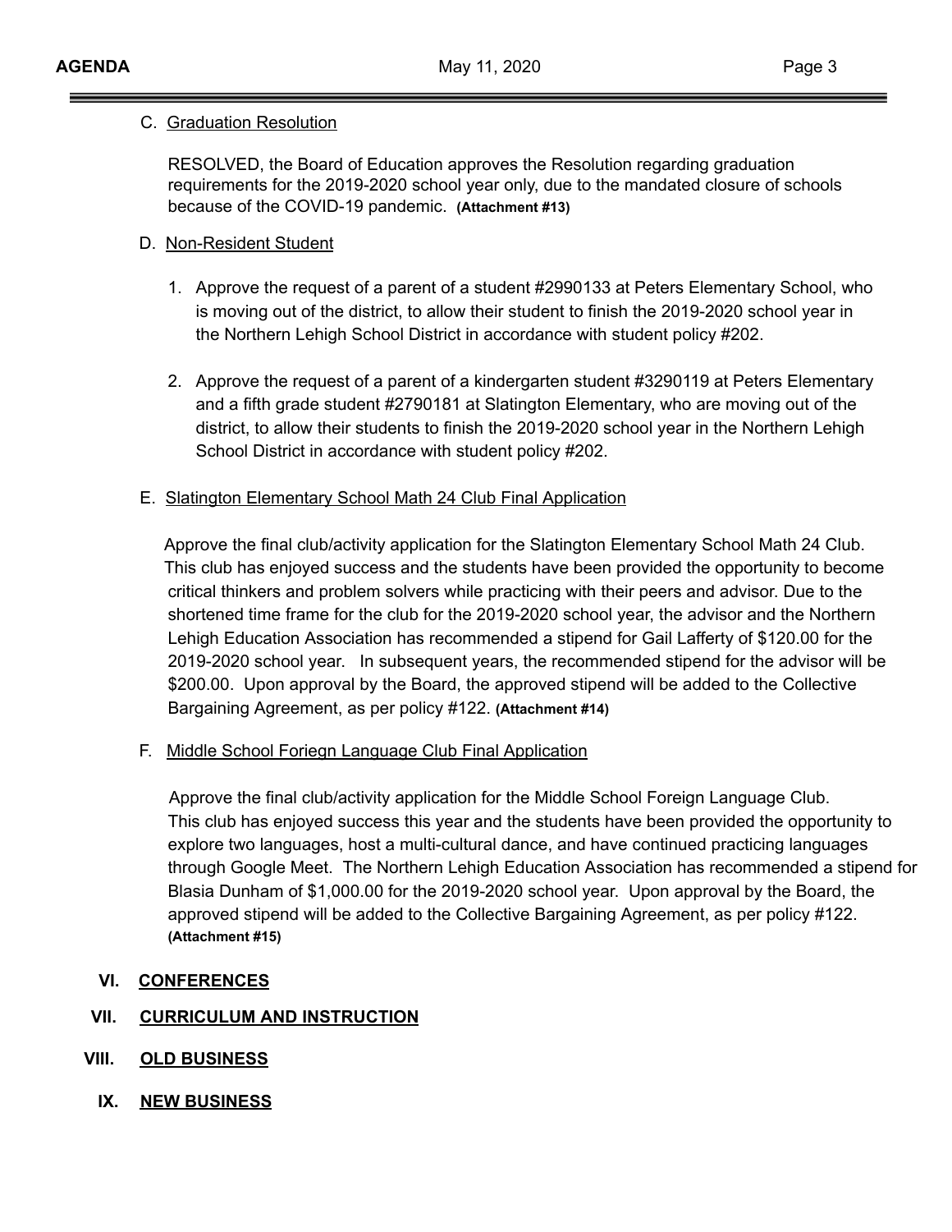C. Graduation Resolution

RESOLVED, the Board of Education approves the Resolution regarding graduation requirements for the 2019-2020 school year only, due to the mandated closure of schools because of the COVID-19 pandemic. **(Attachment #13)**

D. Non-Resident Student

1. Approve the request of a parent of a student #2990133 at Peters Elementary School, who is moving out of the district, to allow their student to finish the 2019-2020 school year in the Northern Lehigh School District in accordance with student policy #202.

2. Approve the request of a parent of a kindergarten student #3290119 at Peters Elementary and a fifth grade student #2790181 at Slatington Elementary, who are moving out of the district, to allow their students to finish the 2019-2020 school year in the Northern Lehigh School District in accordance with student policy #202.

E. Slatington Elementary School Math 24 Club Final Application

Approve the final club/activity application for the Slatington Elementary School Math 24 Club. This club has enjoyed success and the students have been provided the opportunity to become critical thinkers and problem solvers while practicing with their peers and advisor. Due to the shortened time frame for the club for the 2019-2020 school year, the advisor and the Northern Lehigh Education Association has recommended a stipend for Gail Lafferty of $120.00 for the 2019-2020 school year. In subsequent years, the recommended stipend for the advisor will be $200.00. Upon approval by the Board, the approved stipend will be added to the Collective Bargaining Agreement, as per policy #122. **(Attachment #14)**

F. Middle School Foriegn Language Club Final Application

Approve the final club/activity application for the Middle School Foreign Language Club. This club has enjoyed success this year and the students have been provided the opportunity to explore two languages, host a multi-cultural dance, and have continued practicing languages through Google Meet. The Northern Lehigh Education Association has recommended a stipend for Blasia Dunham of $1,000.00 for the 2019-2020 school year. Upon approval by the Board, the approved stipend will be added to the Collective Bargaining Agreement, as per policy #122. **(Attachment #15)**

## VI. CONFERENCES

## VII. CURRICULUM AND INSTRUCTION

## VIII. OLD BUSINESS

## IX. NEW BUSINESS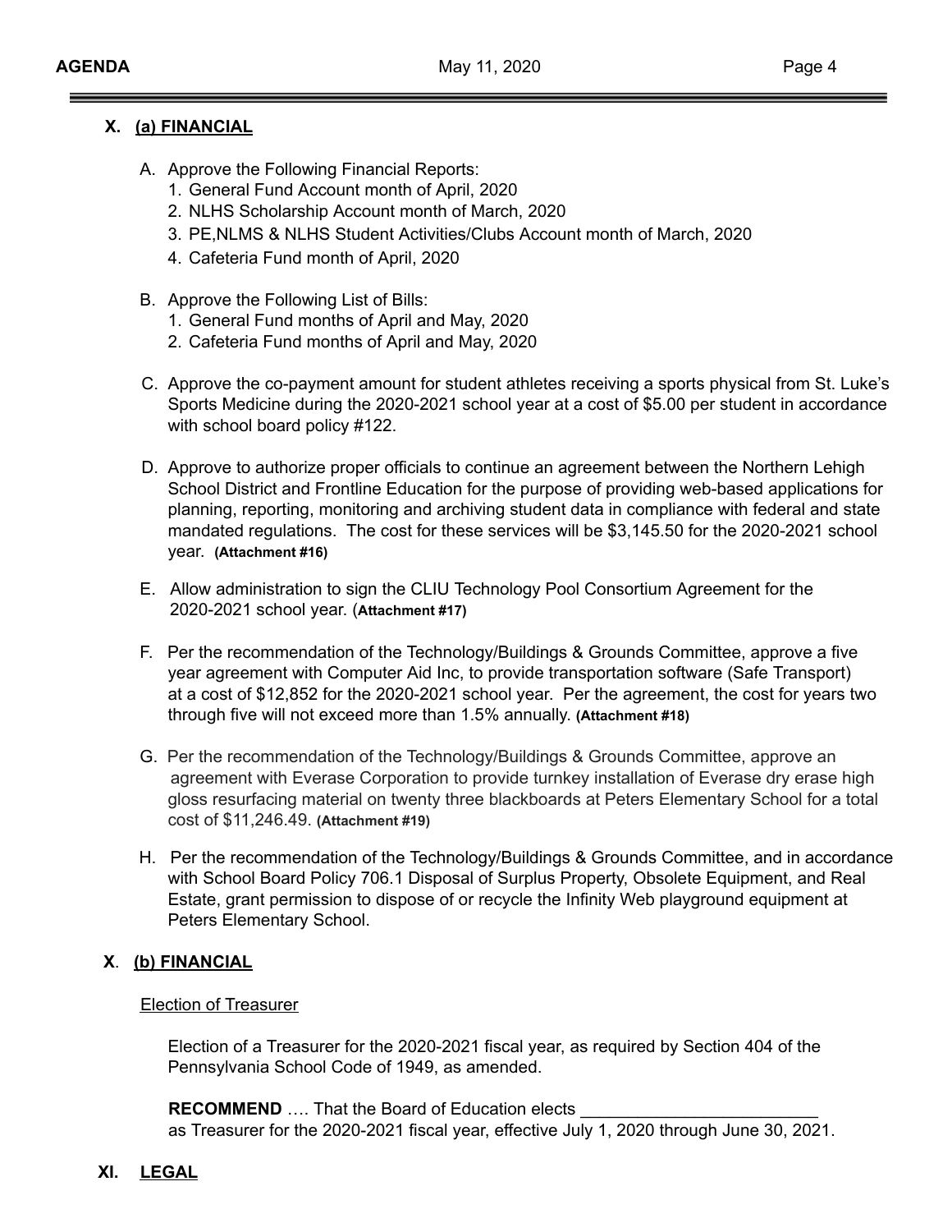## X. (a) FINANCIAL

A. Approve the Following Financial Reports:
   1. General Fund Account month of April, 2020
   2. NLHS Scholarship Account month of March, 2020
   3. PE,NLMS & NLHS Student Activities/Clubs Account month of March, 2020
   4. Cafeteria Fund month of April, 2020

B. Approve the Following List of Bills:
   1. General Fund months of April and May, 2020
   2. Cafeteria Fund months of April and May, 2020

C. Approve the co-payment amount for student athletes receiving a sports physical from St. Luke's Sports Medicine during the 2020-2021 school year at a cost of $5.00 per student in accordance with school board policy #122.

D. Approve to authorize proper officials to continue an agreement between the Northern Lehigh School District and Frontline Education for the purpose of providing web-based applications for planning, reporting, monitoring and archiving student data in compliance with federal and state mandated regulations. The cost for these services will be $3,145.50 for the 2020-2021 school year. **(Attachment #16)**

E. Allow administration to sign the CLIU Technology Pool Consortium Agreement for the 2020-2021 school year. (**Attachment #17)**

F. Per the recommendation of the Technology/Buildings & Grounds Committee, approve a five year agreement with Computer Aid Inc, to provide transportation software (Safe Transport) at a cost of $12,852 for the 2020-2021 school year. Per the agreement, the cost for years two through five will not exceed more than 1.5% annually. **(Attachment #18)**

G. Per the recommendation of the Technology/Buildings & Grounds Committee, approve an agreement with Everase Corporation to provide turnkey installation of Everase dry erase high gloss resurfacing material on twenty three blackboards at Peters Elementary School for a total cost of $11,246.49. **(Attachment #19)**

H. Per the recommendation of the Technology/Buildings & Grounds Committee, and in accordance with School Board Policy 706.1 Disposal of Surplus Property, Obsolete Equipment, and Real Estate, grant permission to dispose of or recycle the Infinity Web playground equipment at Peters Elementary School.

## X. (b) FINANCIAL

Election of Treasurer

Election of a Treasurer for the 2020-2021 fiscal year, as required by Section 404 of the Pennsylvania School Code of 1949, as amended.

**RECOMMEND** …. That the Board of Education elects _________________________ as Treasurer for the 2020-2021 fiscal year, effective July 1, 2020 through June 30, 2021.

## XI. LEGAL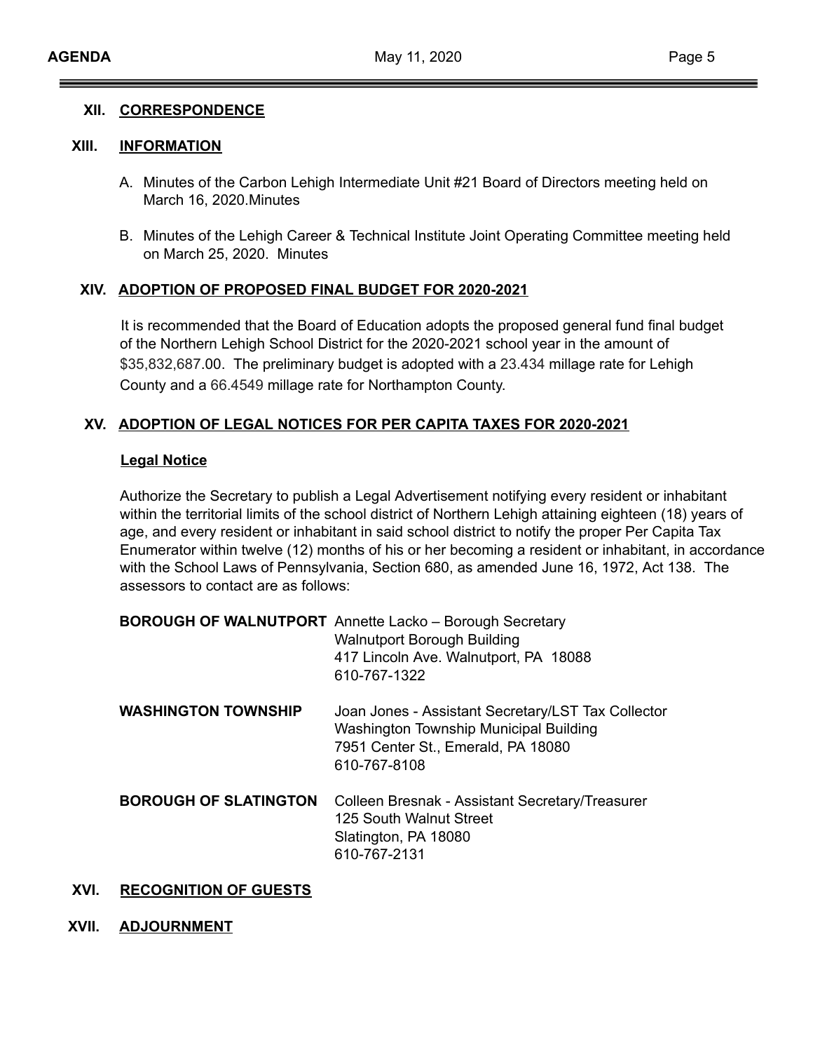## XII. CORRESPONDENCE

## XIII. INFORMATION

A. Minutes of the Carbon Lehigh Intermediate Unit #21 Board of Directors meeting held on March 16, 2020.Minutes

B. Minutes of the Lehigh Career & Technical Institute Joint Operating Committee meeting held on March 25, 2020. Minutes

## XIV. ADOPTION OF PROPOSED FINAL BUDGET FOR 2020-2021

It is recommended that the Board of Education adopts the proposed general fund final budget of the Northern Lehigh School District for the 2020-2021 school year in the amount of $35,832,687.00. The preliminary budget is adopted with a 23.434 millage rate for Lehigh County and a 66.4549 millage rate for Northampton County.

## XV. ADOPTION OF LEGAL NOTICES FOR PER CAPITA TAXES FOR 2020-2021

**Legal Notice**

Authorize the Secretary to publish a Legal Advertisement notifying every resident or inhabitant within the territorial limits of the school district of Northern Lehigh attaining eighteen (18) years of age, and every resident or inhabitant in said school district to notify the proper Per Capita Tax Enumerator within twelve (12) months of his or her becoming a resident or inhabitant, in accordance with the School Laws of Pennsylvania, Section 680, as amended June 16, 1972, Act 138. The assessors to contact are as follows:

| | |
|---|---|
| **BOROUGH OF WALNUTPORT** | Annette Lacko – Borough Secretary<br>Walnutport Borough Building<br>417 Lincoln Ave. Walnutport, PA 18088<br>610-767-1322 |
| **WASHINGTON TOWNSHIP** | Joan Jones - Assistant Secretary/LST Tax Collector<br>Washington Township Municipal Building<br>7951 Center St., Emerald, PA 18080<br>610-767-8108 |
| **BOROUGH OF SLATINGTON** | Colleen Bresnak - Assistant Secretary/Treasurer<br>125 South Walnut Street<br>Slatington, PA 18080<br>610-767-2131 |

## XVI. RECOGNITION OF GUESTS

## XVII. ADJOURNMENT